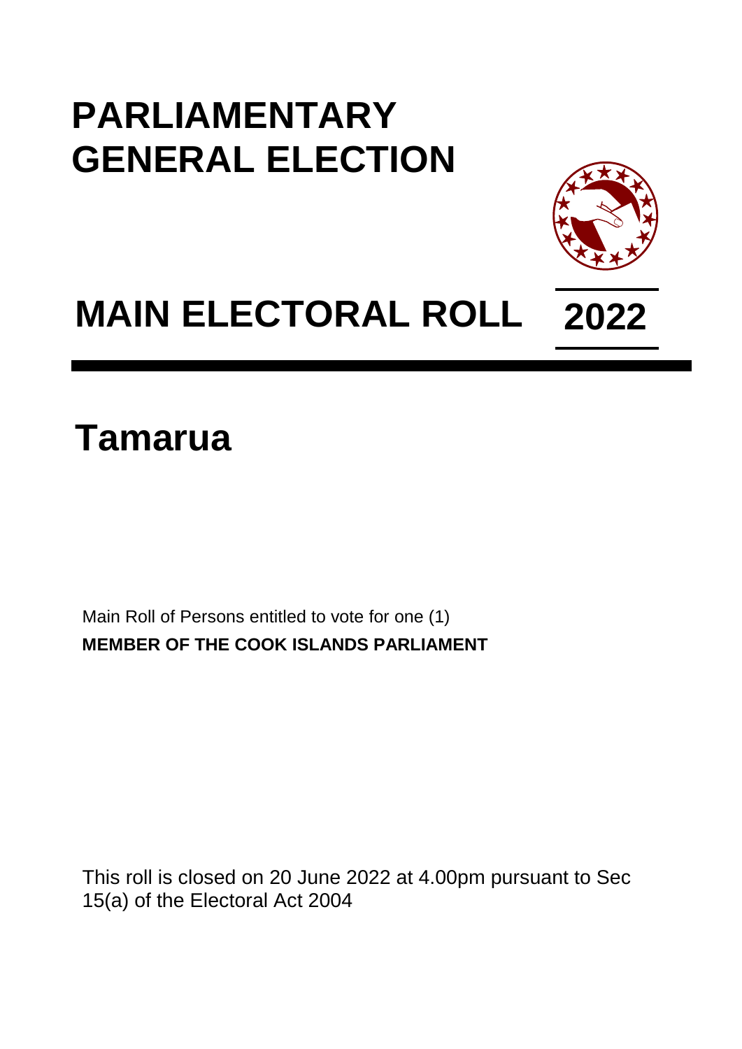# PARLIAMENTARY GENERAL ELECTION

# MAIN ELECTORAL ROLL 2022

## Tamarua

Main Roll of Persons entitled to vote for one (1)
**MEMBER OF THE COOK ISLANDS PARLIAMENT**

This roll is closed on 20 June 2022 at 4.00pm pursuant to Sec 15(a) of the Electoral Act 2004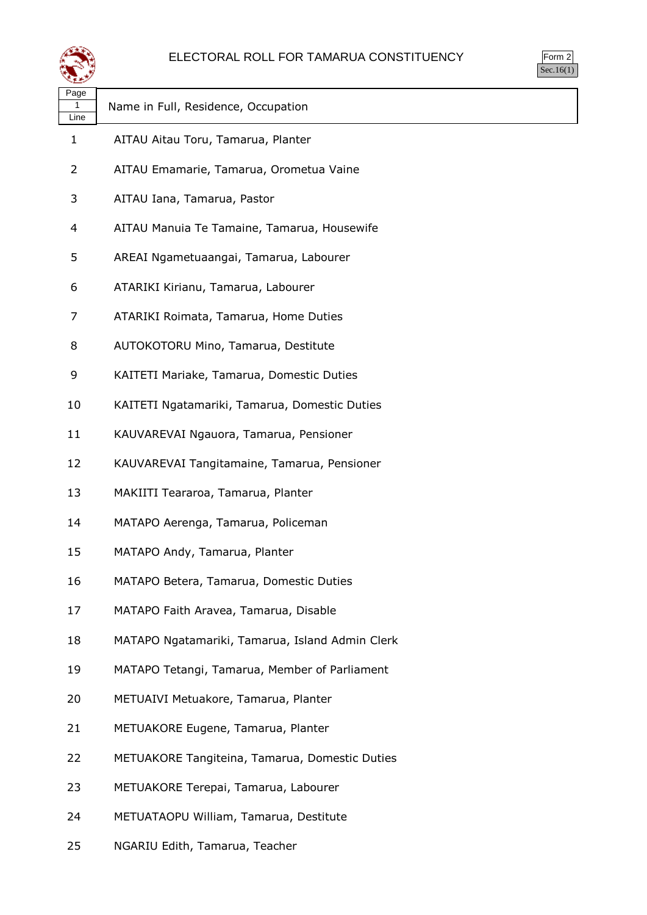# ELECTORAL ROLL FOR TAMARUA CONSTITUENCY

Form 2
Sec.16(1)

| Page 1 Line | Name in Full, Residence, Occupation |
|---|---|
| 1 | AITAU Aitau Toru, Tamarua, Planter |
| 2 | AITAU Emamarie, Tamarua, Orometua Vaine |
| 3 | AITAU Iana, Tamarua, Pastor |
| 4 | AITAU Manuia Te Tamaine, Tamarua, Housewife |
| 5 | AREAI Ngametuaangai, Tamarua, Labourer |
| 6 | ATARIKI Kirianu, Tamarua, Labourer |
| 7 | ATARIKI Roimata, Tamarua, Home Duties |
| 8 | AUTOKOTORU Mino, Tamarua, Destitute |
| 9 | KAITETI Mariake, Tamarua, Domestic Duties |
| 10 | KAITETI Ngatamariki, Tamarua, Domestic Duties |
| 11 | KAUVAREVAI Ngauora, Tamarua, Pensioner |
| 12 | KAUVAREVAI Tangitamaine, Tamarua, Pensioner |
| 13 | MAKIITI Teararoa, Tamarua, Planter |
| 14 | MATAPO Aerenga, Tamarua, Policeman |
| 15 | MATAPO Andy, Tamarua, Planter |
| 16 | MATAPO Betera, Tamarua, Domestic Duties |
| 17 | MATAPO Faith Aravea, Tamarua, Disable |
| 18 | MATAPO Ngatamariki, Tamarua, Island Admin Clerk |
| 19 | MATAPO Tetangi, Tamarua, Member of Parliament |
| 20 | METUAIVI Metuakore, Tamarua, Planter |
| 21 | METUAKORE Eugene, Tamarua, Planter |
| 22 | METUAKORE Tangiteina, Tamarua, Domestic Duties |
| 23 | METUAKORE Terepai, Tamarua, Labourer |
| 24 | METUATAOPU William, Tamarua, Destitute |
| 25 | NGARIU Edith, Tamarua, Teacher |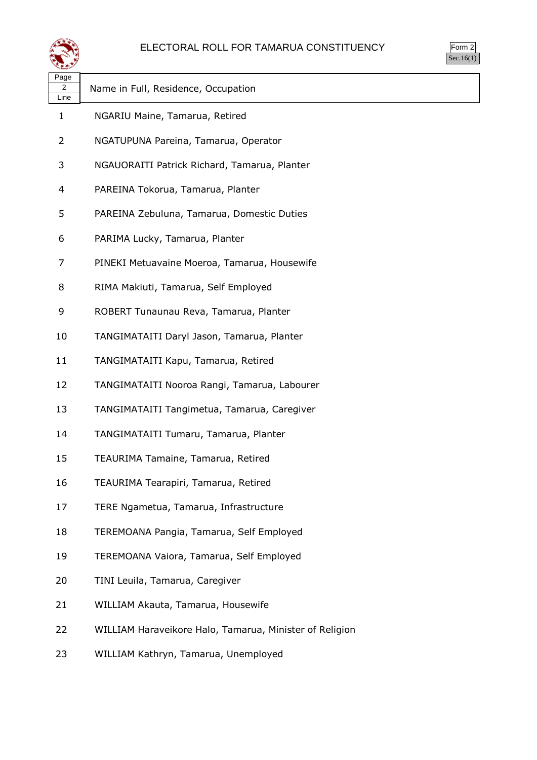# ELECTORAL ROLL FOR TAMARUA CONSTITUENCY

Form 2
Sec.16(1)

| Page 2 Line | Name in Full, Residence, Occupation |
|---|---|
| 1 | NGARIU Maine, Tamarua, Retired |
| 2 | NGATUPUNA Pareina, Tamarua, Operator |
| 3 | NGAUORAITI Patrick Richard, Tamarua, Planter |
| 4 | PAREINA Tokorua, Tamarua, Planter |
| 5 | PAREINA Zebuluna, Tamarua, Domestic Duties |
| 6 | PARIMA Lucky, Tamarua, Planter |
| 7 | PINEKI Metuavaine Moeroa, Tamarua, Housewife |
| 8 | RIMA Makiuti, Tamarua, Self Employed |
| 9 | ROBERT Tunaunau Reva, Tamarua, Planter |
| 10 | TANGIMATAITI Daryl Jason, Tamarua, Planter |
| 11 | TANGIMATAITI Kapu, Tamarua, Retired |
| 12 | TANGIMATAITI Nooroa Rangi, Tamarua, Labourer |
| 13 | TANGIMATAITI Tangimetua, Tamarua, Caregiver |
| 14 | TANGIMATAITI Tumaru, Tamarua, Planter |
| 15 | TEAURIMA Tamaine, Tamarua, Retired |
| 16 | TEAURIMA Tearapiri, Tamarua, Retired |
| 17 | TERE Ngametua, Tamarua, Infrastructure |
| 18 | TEREMOANA Pangia, Tamarua, Self Employed |
| 19 | TEREMOANA Vaiora, Tamarua, Self Employed |
| 20 | TINI Leuila, Tamarua, Caregiver |
| 21 | WILLIAM Akauta, Tamarua, Housewife |
| 22 | WILLIAM Haraveikore Halo, Tamarua, Minister of Religion |
| 23 | WILLIAM Kathryn, Tamarua, Unemployed |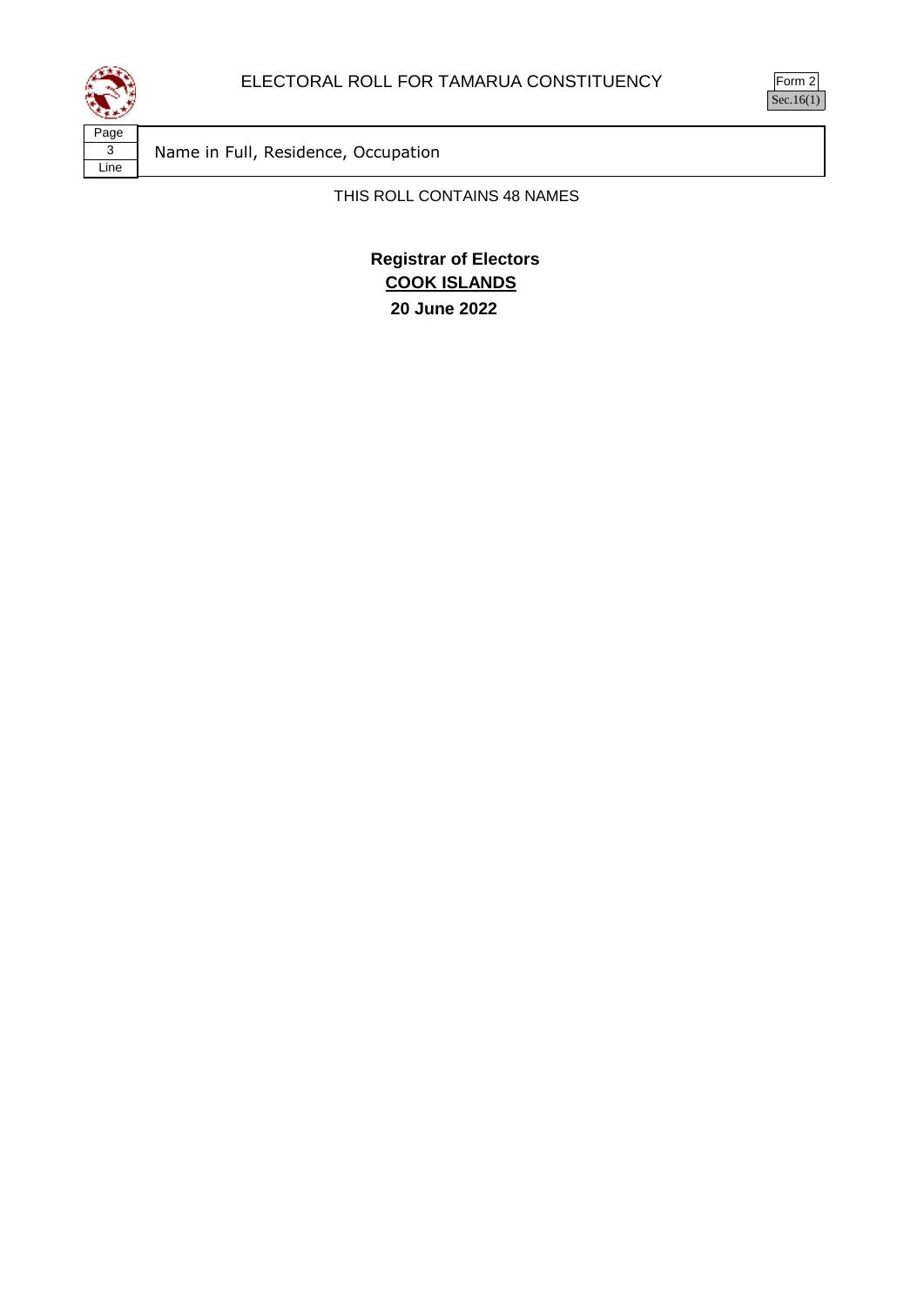# ELECTORAL ROLL FOR TAMARUA CONSTITUENCY

Form 2
Sec.16(1)

| Page 3 Line | Name in Full, Residence, Occupation |
|---|---|

THIS ROLL CONTAINS 48 NAMES

**Registrar of Electors**
**COOK ISLANDS**
**20 June 2022**